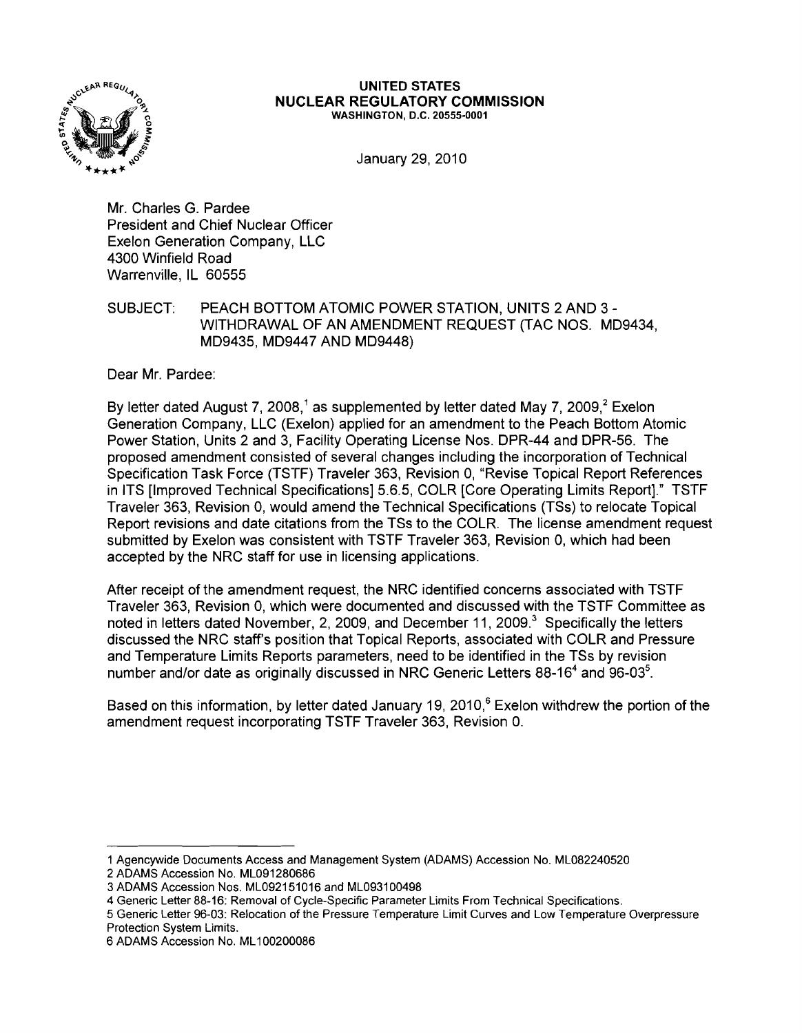**UNITED STATES**
**NUCLEAR REGULATORY COMMISSION**
WASHINGTON, D.C. 20555-0001

January 29, 2010

Mr. Charles G. Pardee
President and Chief Nuclear Officer
Exelon Generation Company, LLC
4300 Winfield Road
Warrenville, IL 60555

SUBJECT: PEACH BOTTOM ATOMIC POWER STATION, UNITS 2 AND 3 - WITHDRAWAL OF AN AMENDMENT REQUEST (TAC NOS. MD9434, MD9435, MD9447 AND MD9448)

Dear Mr. Pardee:

By letter dated August 7, 2008,[1] as supplemented by letter dated May 7, 2009,[2] Exelon Generation Company, LLC (Exelon) applied for an amendment to the Peach Bottom Atomic Power Station, Units 2 and 3, Facility Operating License Nos. DPR-44 and DPR-56. The proposed amendment consisted of several changes including the incorporation of Technical Specification Task Force (TSTF) Traveler 363, Revision 0, "Revise Topical Report References in ITS [Improved Technical Specifications] 5.6.5, COLR [Core Operating Limits Report]." TSTF Traveler 363, Revision 0, would amend the Technical Specifications (TSs) to relocate Topical Report revisions and date citations from the TSs to the COLR. The license amendment request submitted by Exelon was consistent with TSTF Traveler 363, Revision 0, which had been accepted by the NRC staff for use in licensing applications.

After receipt of the amendment request, the NRC identified concerns associated with TSTF Traveler 363, Revision 0, which were documented and discussed with the TSTF Committee as noted in letters dated November, 2, 2009, and December 11, 2009.[3] Specifically the letters discussed the NRC staff's position that Topical Reports, associated with COLR and Pressure and Temperature Limits Reports parameters, need to be identified in the TSs by revision number and/or date as originally discussed in NRC Generic Letters 88-16[4] and 96-03[5].

Based on this information, by letter dated January 19, 2010,[6] Exelon withdrew the portion of the amendment request incorporating TSTF Traveler 363, Revision 0.

---

1 Agencywide Documents Access and Management System (ADAMS) Accession No. ML082240520
2 ADAMS Accession No. ML091280686
3 ADAMS Accession Nos. ML092151016 and ML093100498
4 Generic Letter 88-16: Removal of Cycle-Specific Parameter Limits From Technical Specifications.
5 Generic Letter 96-03: Relocation of the Pressure Temperature Limit Curves and Low Temperature Overpressure Protection System Limits.
6 ADAMS Accession No. ML100200086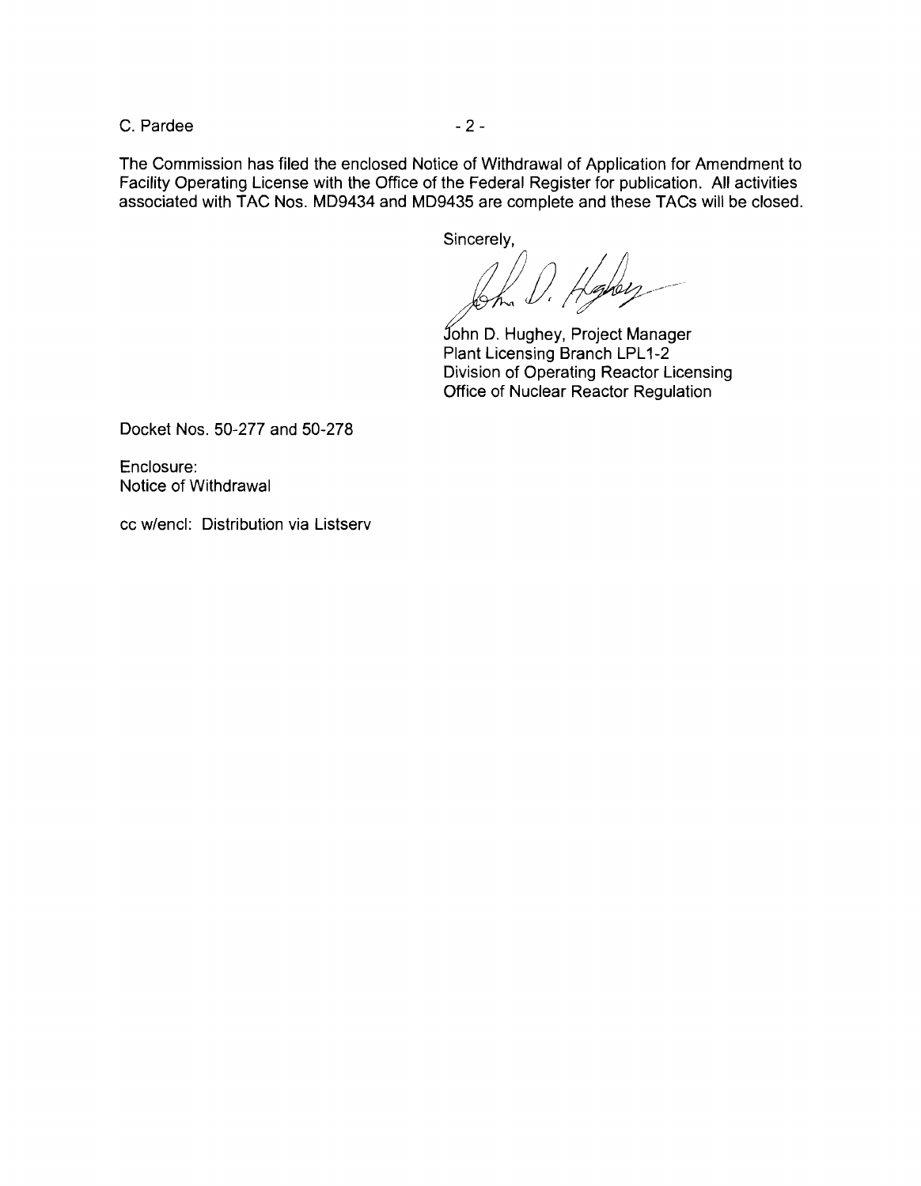The Commission has filed the enclosed Notice of Withdrawal of Application for Amendment to Facility Operating License with the Office of the Federal Register for publication. All activities associated with TAC Nos. MD9434 and MD9435 are complete and these TACs will be closed.

Sincerely,

John D. Hughey, Project Manager
Plant Licensing Branch LPL1-2
Division of Operating Reactor Licensing
Office of Nuclear Reactor Regulation

Docket Nos. 50-277 and 50-278

Enclosure:
Notice of Withdrawal

cc w/encl: Distribution via Listserv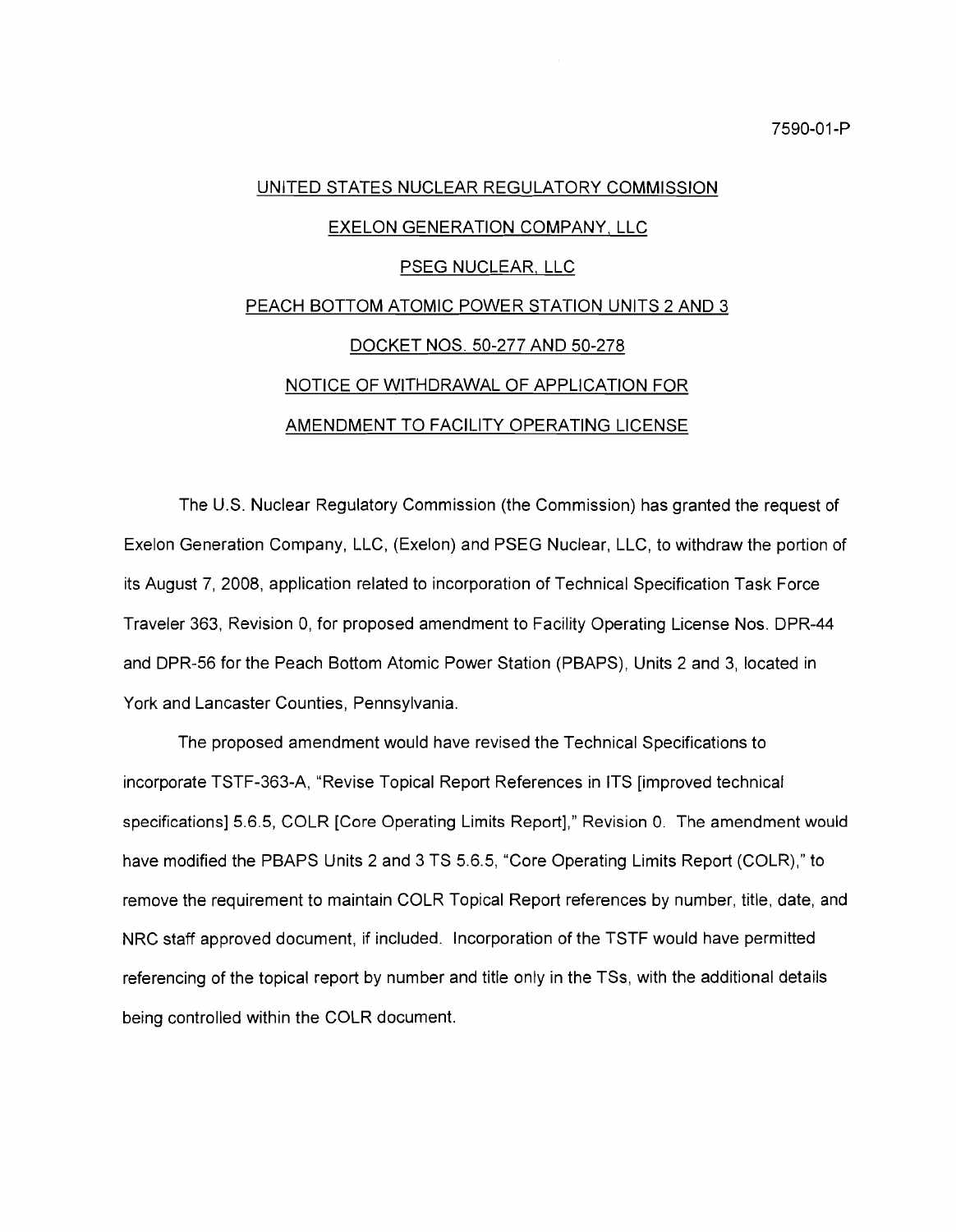7590-01-P

UNITED STATES NUCLEAR REGULATORY COMMISSION

EXELON GENERATION COMPANY, LLC

PSEG NUCLEAR, LLC

PEACH BOTTOM ATOMIC POWER STATION UNITS 2 AND 3

DOCKET NOS. 50-277 AND 50-278

NOTICE OF WITHDRAWAL OF APPLICATION FOR

AMENDMENT TO FACILITY OPERATING LICENSE

The U.S. Nuclear Regulatory Commission (the Commission) has granted the request of Exelon Generation Company, LLC, (Exelon) and PSEG Nuclear, LLC, to withdraw the portion of its August 7, 2008, application related to incorporation of Technical Specification Task Force Traveler 363, Revision 0, for proposed amendment to Facility Operating License Nos. DPR-44 and DPR-56 for the Peach Bottom Atomic Power Station (PBAPS), Units 2 and 3, located in York and Lancaster Counties, Pennsylvania.

The proposed amendment would have revised the Technical Specifications to incorporate TSTF-363-A, "Revise Topical Report References in ITS [improved technical specifications] 5.6.5, COLR [Core Operating Limits Report]," Revision 0. The amendment would have modified the PBAPS Units 2 and 3 TS 5.6.5, "Core Operating Limits Report (COLR)," to remove the requirement to maintain COLR Topical Report references by number, title, date, and NRC staff approved document, if included. Incorporation of the TSTF would have permitted referencing of the topical report by number and title only in the TSs, with the additional details being controlled within the COLR document.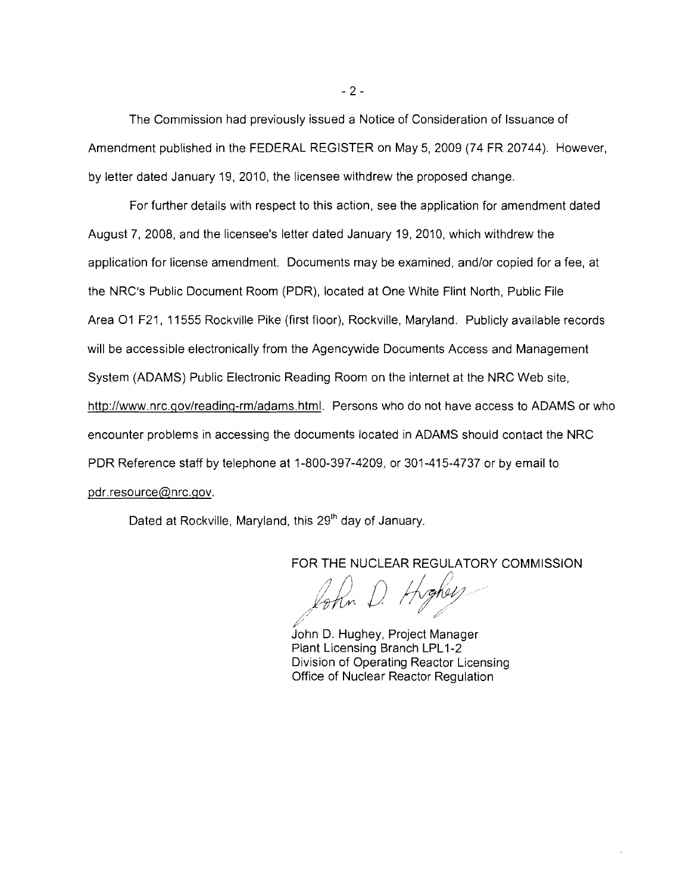The Commission had previously issued a Notice of Consideration of Issuance of Amendment published in the FEDERAL REGISTER on May 5, 2009 (74 FR 20744). However, by letter dated January 19, 2010, the licensee withdrew the proposed change.

For further details with respect to this action, see the application for amendment dated August 7, 2008, and the licensee's letter dated January 19, 2010, which withdrew the application for license amendment. Documents may be examined, and/or copied for a fee, at the NRC's Public Document Room (PDR), located at One White Flint North, Public File Area O1 F21, 11555 Rockville Pike (first floor), Rockville, Maryland. Publicly available records will be accessible electronically from the Agencywide Documents Access and Management System (ADAMS) Public Electronic Reading Room on the internet at the NRC Web site, http://www.nrc.gov/reading-rm/adams.html. Persons who do not have access to ADAMS or who encounter problems in accessing the documents located in ADAMS should contact the NRC PDR Reference staff by telephone at 1-800-397-4209, or 301-415-4737 or by email to pdr.resource@nrc.gov.

Dated at Rockville, Maryland, this 29th day of January.

FOR THE NUCLEAR REGULATORY COMMISSION

John D. Hughey, Project Manager
Plant Licensing Branch LPL1-2
Division of Operating Reactor Licensing
Office of Nuclear Reactor Regulation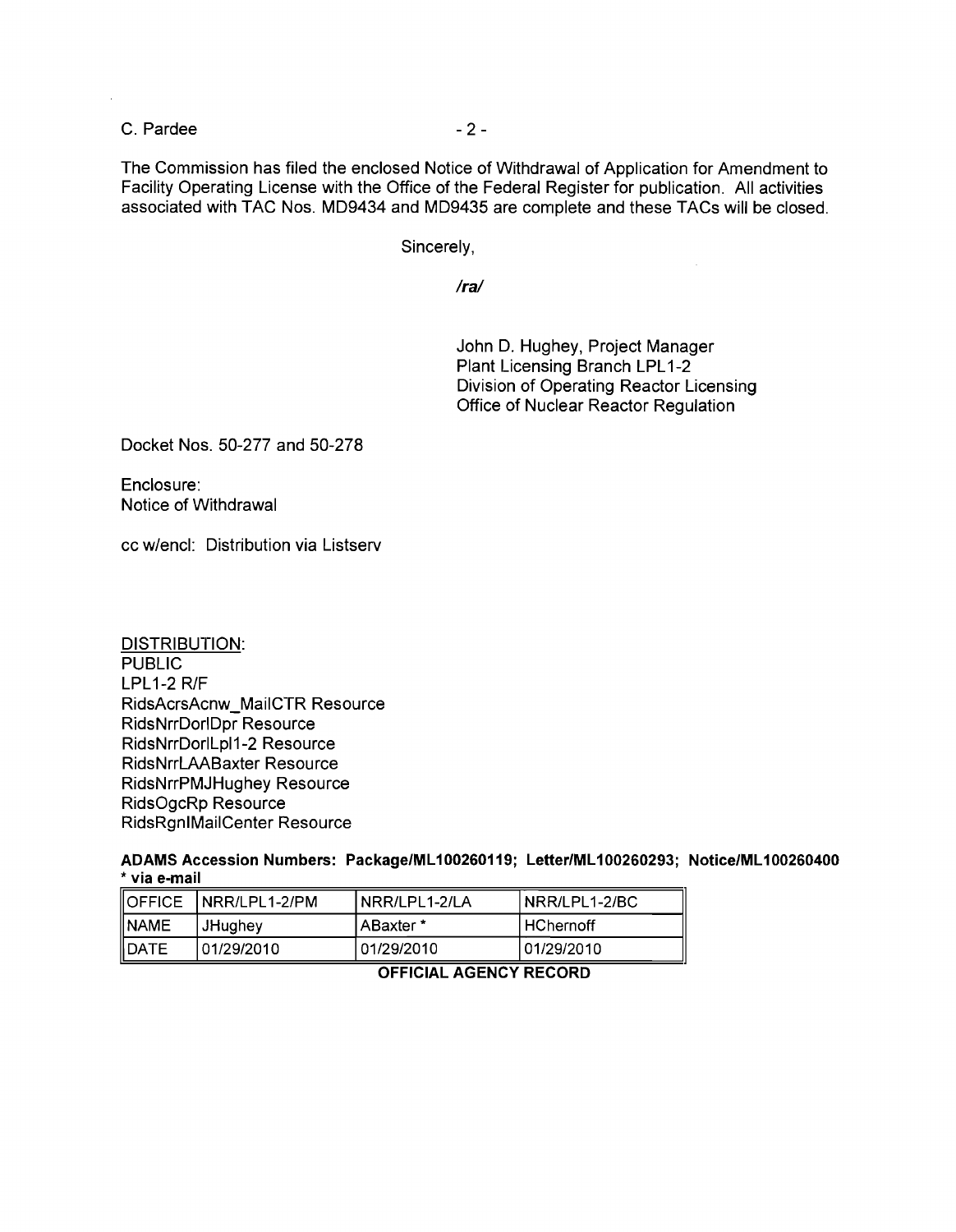The Commission has filed the enclosed Notice of Withdrawal of Application for Amendment to Facility Operating License with the Office of the Federal Register for publication. All activities associated with TAC Nos. MD9434 and MD9435 are complete and these TACs will be closed.

Sincerely,

*/ra/*

John D. Hughey, Project Manager
Plant Licensing Branch LPL1-2
Division of Operating Reactor Licensing
Office of Nuclear Reactor Regulation

Docket Nos. 50-277 and 50-278

Enclosure:
Notice of Withdrawal

cc w/encl: Distribution via Listserv

DISTRIBUTION:
PUBLIC
LPL1-2 R/F
RidsAcrsAcnw_MailCTR Resource
RidsNrrDorlDpr Resource
RidsNrrDorlLpl1-2 Resource
RidsNrrLAABaxter Resource
RidsNrrPMJHughey Resource
RidsOgcRp Resource
RidsRgnIMailCenter Resource

**ADAMS Accession Numbers: Package/ML100260119; Letter/ML100260293; Notice/ML100260400**
**\* via e-mail**

| OFFICE | NRR/LPL1-2/PM | NRR/LPL1-2/LA | NRR/LPL1-2/BC |
|---|---|---|---|
| NAME | JHughey | ABaxter * | HChernoff |
| DATE | 01/29/2010 | 01/29/2010 | 01/29/2010 |

**OFFICIAL AGENCY RECORD**